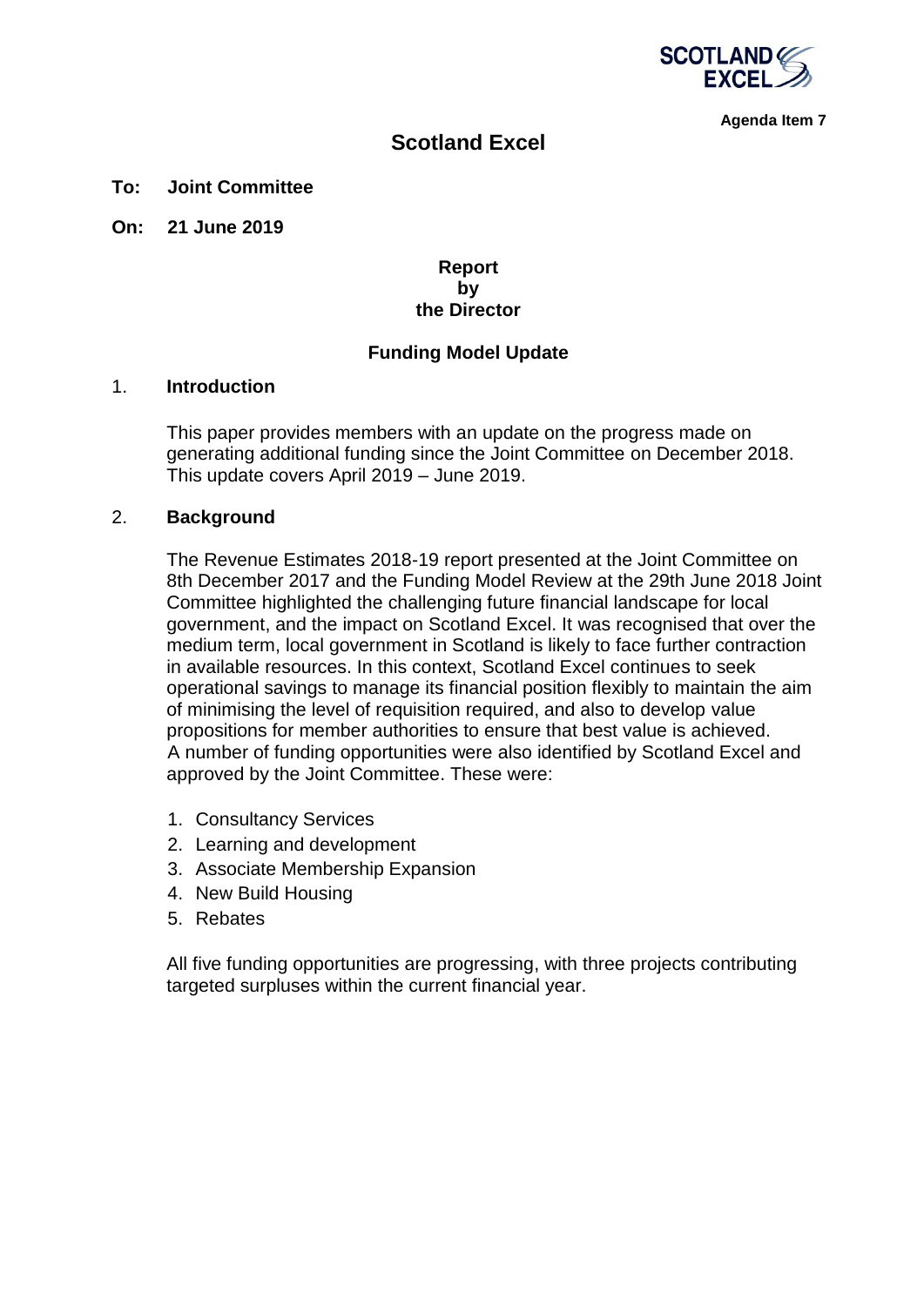**Agenda Item 7**

# Scotland Excel

**To: Joint Committee**

**On: 21 June 2019**

**Report**
**by**
**the Director**

**Funding Model Update**

## 1. Introduction

This paper provides members with an update on the progress made on generating additional funding since the Joint Committee on December 2018. This update covers April 2019 – June 2019.

## 2. Background

The Revenue Estimates 2018-19 report presented at the Joint Committee on 8th December 2017 and the Funding Model Review at the 29th June 2018 Joint Committee highlighted the challenging future financial landscape for local government, and the impact on Scotland Excel. It was recognised that over the medium term, local government in Scotland is likely to face further contraction in available resources. In this context, Scotland Excel continues to seek operational savings to manage its financial position flexibly to maintain the aim of minimising the level of requisition required, and also to develop value propositions for member authorities to ensure that best value is achieved. A number of funding opportunities were also identified by Scotland Excel and approved by the Joint Committee. These were:

1. Consultancy Services
2. Learning and development
3. Associate Membership Expansion
4. New Build Housing
5. Rebates

All five funding opportunities are progressing, with three projects contributing targeted surpluses within the current financial year.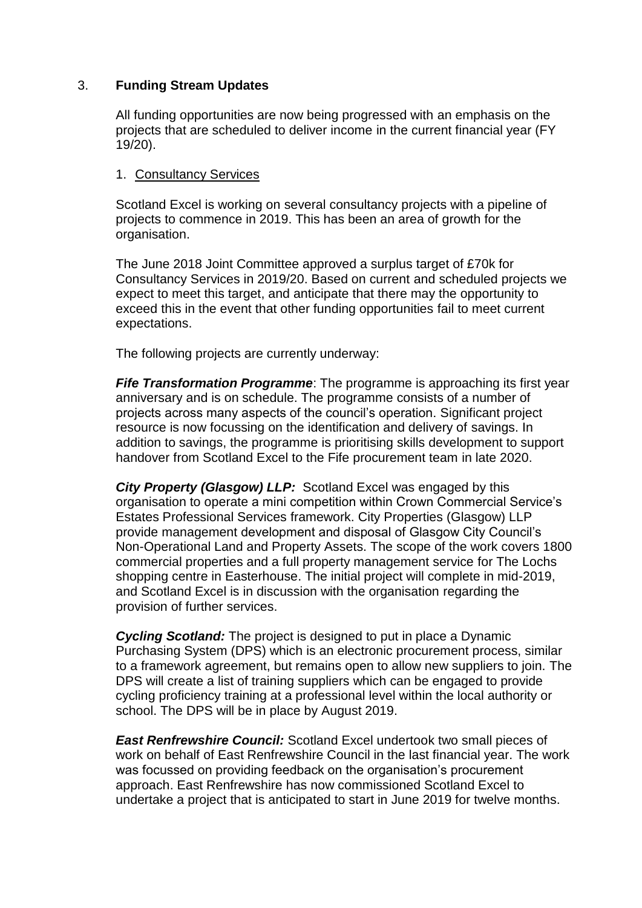## 3. **Funding Stream Updates**

All funding opportunities are now being progressed with an emphasis on the projects that are scheduled to deliver income in the current financial year (FY 19/20).

1. Consultancy Services

Scotland Excel is working on several consultancy projects with a pipeline of projects to commence in 2019. This has been an area of growth for the organisation.

The June 2018 Joint Committee approved a surplus target of £70k for Consultancy Services in 2019/20. Based on current and scheduled projects we expect to meet this target, and anticipate that there may the opportunity to exceed this in the event that other funding opportunities fail to meet current expectations.

The following projects are currently underway:

***Fife Transformation Programme***: The programme is approaching its first year anniversary and is on schedule. The programme consists of a number of projects across many aspects of the council's operation. Significant project resource is now focussing on the identification and delivery of savings. In addition to savings, the programme is prioritising skills development to support handover from Scotland Excel to the Fife procurement team in late 2020.

***City Property (Glasgow) LLP:*** Scotland Excel was engaged by this organisation to operate a mini competition within Crown Commercial Service's Estates Professional Services framework. City Properties (Glasgow) LLP provide management development and disposal of Glasgow City Council's Non-Operational Land and Property Assets. The scope of the work covers 1800 commercial properties and a full property management service for The Lochs shopping centre in Easterhouse. The initial project will complete in mid-2019, and Scotland Excel is in discussion with the organisation regarding the provision of further services.

***Cycling Scotland:*** The project is designed to put in place a Dynamic Purchasing System (DPS) which is an electronic procurement process, similar to a framework agreement, but remains open to allow new suppliers to join. The DPS will create a list of training suppliers which can be engaged to provide cycling proficiency training at a professional level within the local authority or school. The DPS will be in place by August 2019.

***East Renfrewshire Council:*** Scotland Excel undertook two small pieces of work on behalf of East Renfrewshire Council in the last financial year. The work was focussed on providing feedback on the organisation's procurement approach. East Renfrewshire has now commissioned Scotland Excel to undertake a project that is anticipated to start in June 2019 for twelve months.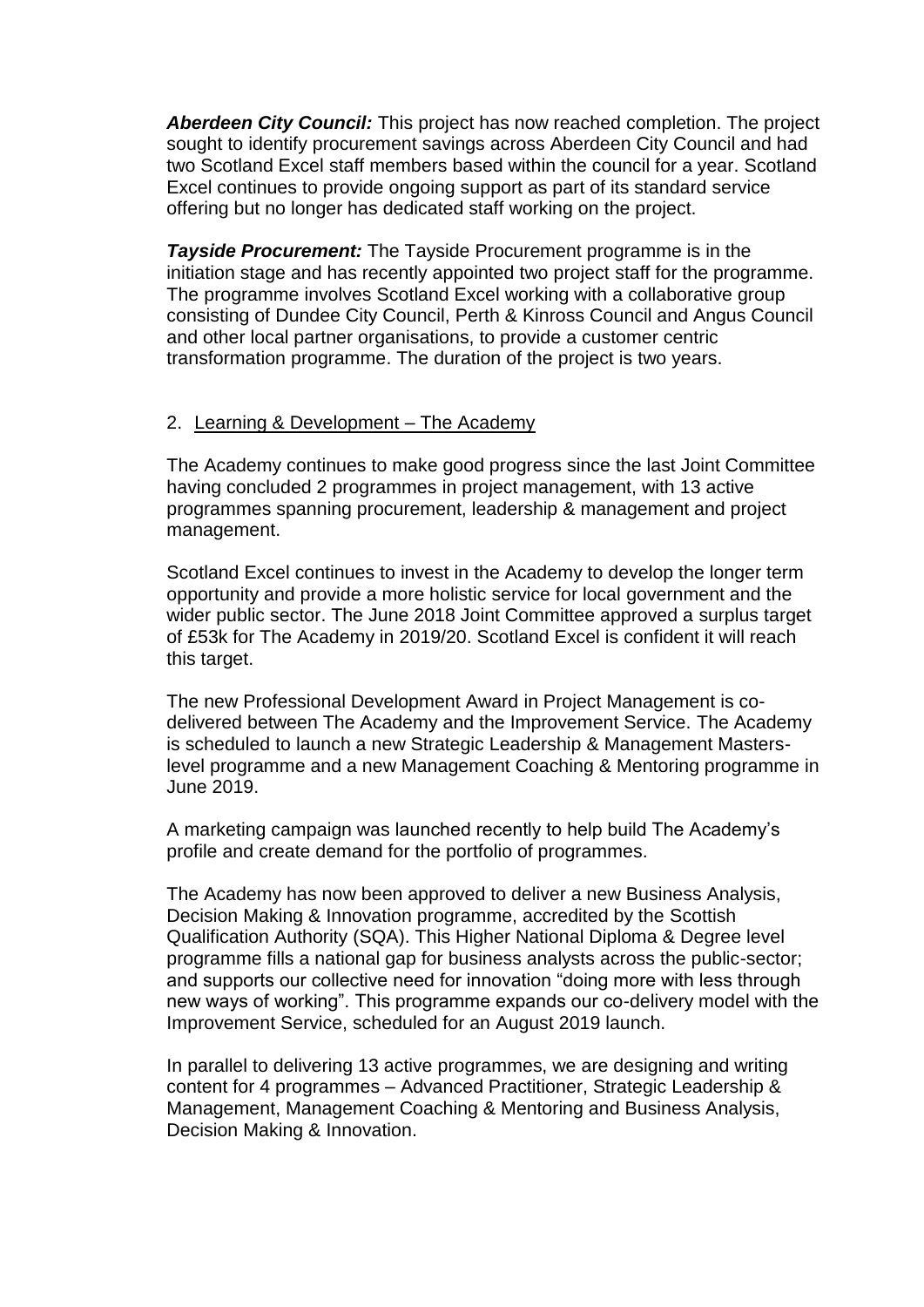***Aberdeen City Council:*** This project has now reached completion. The project sought to identify procurement savings across Aberdeen City Council and had two Scotland Excel staff members based within the council for a year. Scotland Excel continues to provide ongoing support as part of its standard service offering but no longer has dedicated staff working on the project.

***Tayside Procurement:*** The Tayside Procurement programme is in the initiation stage and has recently appointed two project staff for the programme. The programme involves Scotland Excel working with a collaborative group consisting of Dundee City Council, Perth & Kinross Council and Angus Council and other local partner organisations, to provide a customer centric transformation programme. The duration of the project is two years.

2. <u>Learning & Development – The Academy</u>

The Academy continues to make good progress since the last Joint Committee having concluded 2 programmes in project management, with 13 active programmes spanning procurement, leadership & management and project management.

Scotland Excel continues to invest in the Academy to develop the longer term opportunity and provide a more holistic service for local government and the wider public sector. The June 2018 Joint Committee approved a surplus target of £53k for The Academy in 2019/20. Scotland Excel is confident it will reach this target.

The new Professional Development Award in Project Management is co-delivered between The Academy and the Improvement Service. The Academy is scheduled to launch a new Strategic Leadership & Management Masters-level programme and a new Management Coaching & Mentoring programme in June 2019.

A marketing campaign was launched recently to help build The Academy's profile and create demand for the portfolio of programmes.

The Academy has now been approved to deliver a new Business Analysis, Decision Making & Innovation programme, accredited by the Scottish Qualification Authority (SQA). This Higher National Diploma & Degree level programme fills a national gap for business analysts across the public-sector; and supports our collective need for innovation "doing more with less through new ways of working". This programme expands our co-delivery model with the Improvement Service, scheduled for an August 2019 launch.

In parallel to delivering 13 active programmes, we are designing and writing content for 4 programmes – Advanced Practitioner, Strategic Leadership & Management, Management Coaching & Mentoring and Business Analysis, Decision Making & Innovation.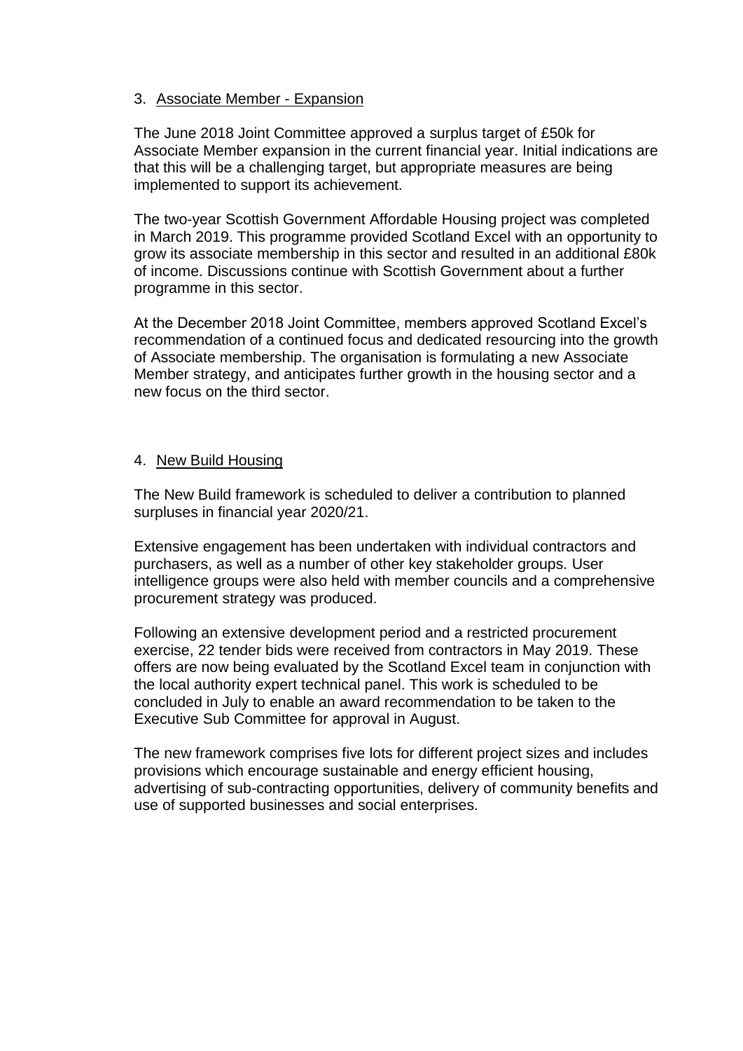## 3. Associate Member - Expansion

The June 2018 Joint Committee approved a surplus target of £50k for Associate Member expansion in the current financial year. Initial indications are that this will be a challenging target, but appropriate measures are being implemented to support its achievement.

The two-year Scottish Government Affordable Housing project was completed in March 2019. This programme provided Scotland Excel with an opportunity to grow its associate membership in this sector and resulted in an additional £80k of income. Discussions continue with Scottish Government about a further programme in this sector.

At the December 2018 Joint Committee, members approved Scotland Excel's recommendation of a continued focus and dedicated resourcing into the growth of Associate membership. The organisation is formulating a new Associate Member strategy, and anticipates further growth in the housing sector and a new focus on the third sector.

## 4. New Build Housing

The New Build framework is scheduled to deliver a contribution to planned surpluses in financial year 2020/21.

Extensive engagement has been undertaken with individual contractors and purchasers, as well as a number of other key stakeholder groups. User intelligence groups were also held with member councils and a comprehensive procurement strategy was produced.

Following an extensive development period and a restricted procurement exercise, 22 tender bids were received from contractors in May 2019. These offers are now being evaluated by the Scotland Excel team in conjunction with the local authority expert technical panel. This work is scheduled to be concluded in July to enable an award recommendation to be taken to the Executive Sub Committee for approval in August.

The new framework comprises five lots for different project sizes and includes provisions which encourage sustainable and energy efficient housing, advertising of sub-contracting opportunities, delivery of community benefits and use of supported businesses and social enterprises.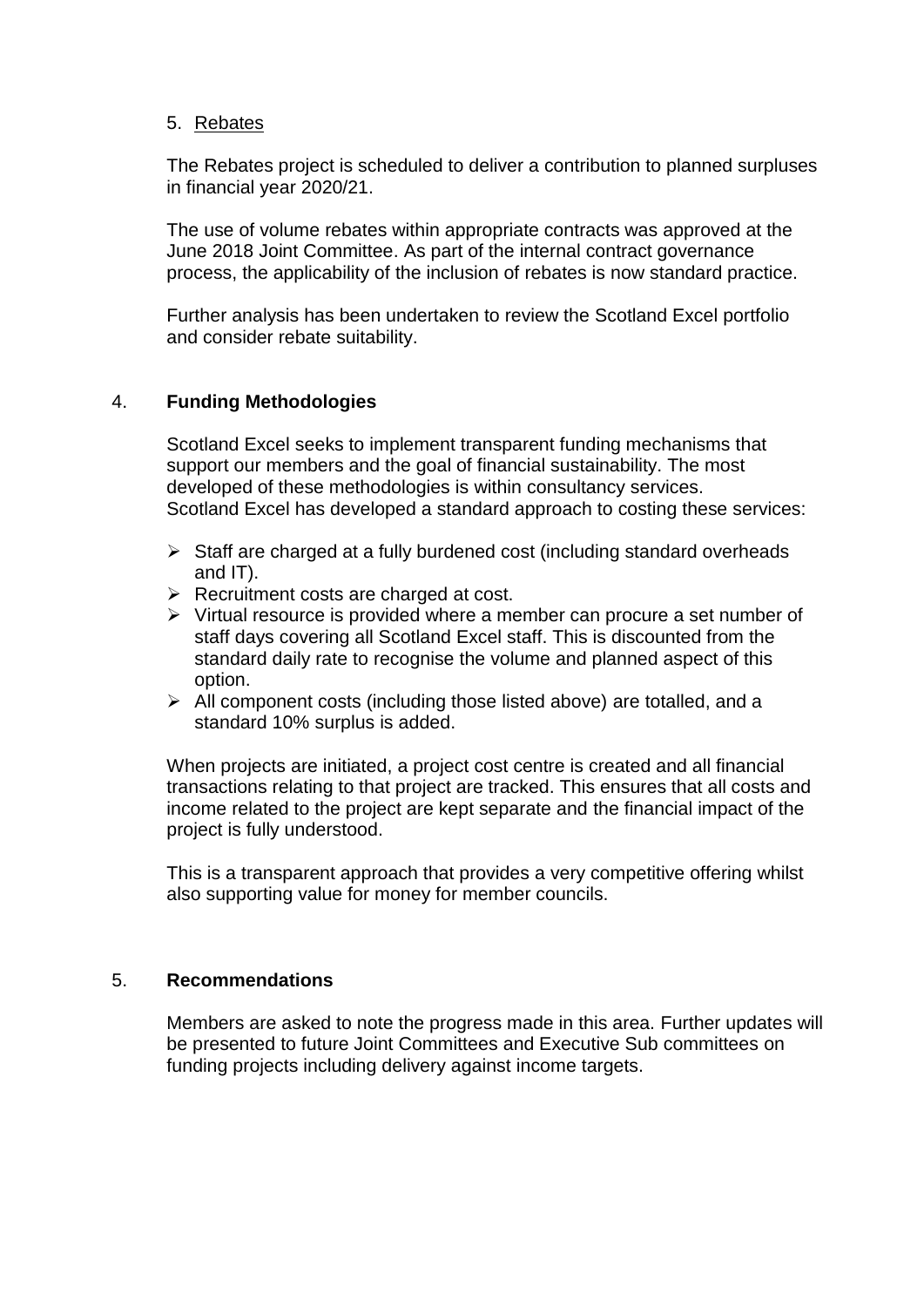5. <u>Rebates</u>

The Rebates project is scheduled to deliver a contribution to planned surpluses in financial year 2020/21.

The use of volume rebates within appropriate contracts was approved at the June 2018 Joint Committee. As part of the internal contract governance process, the applicability of the inclusion of rebates is now standard practice.

Further analysis has been undertaken to review the Scotland Excel portfolio and consider rebate suitability.

## 4. Funding Methodologies

Scotland Excel seeks to implement transparent funding mechanisms that support our members and the goal of financial sustainability. The most developed of these methodologies is within consultancy services. Scotland Excel has developed a standard approach to costing these services:

- Staff are charged at a fully burdened cost (including standard overheads and IT).
- Recruitment costs are charged at cost.
- Virtual resource is provided where a member can procure a set number of staff days covering all Scotland Excel staff. This is discounted from the standard daily rate to recognise the volume and planned aspect of this option.
- All component costs (including those listed above) are totalled, and a standard 10% surplus is added.

When projects are initiated, a project cost centre is created and all financial transactions relating to that project are tracked. This ensures that all costs and income related to the project are kept separate and the financial impact of the project is fully understood.

This is a transparent approach that provides a very competitive offering whilst also supporting value for money for member councils.

## 5. Recommendations

Members are asked to note the progress made in this area. Further updates will be presented to future Joint Committees and Executive Sub committees on funding projects including delivery against income targets.